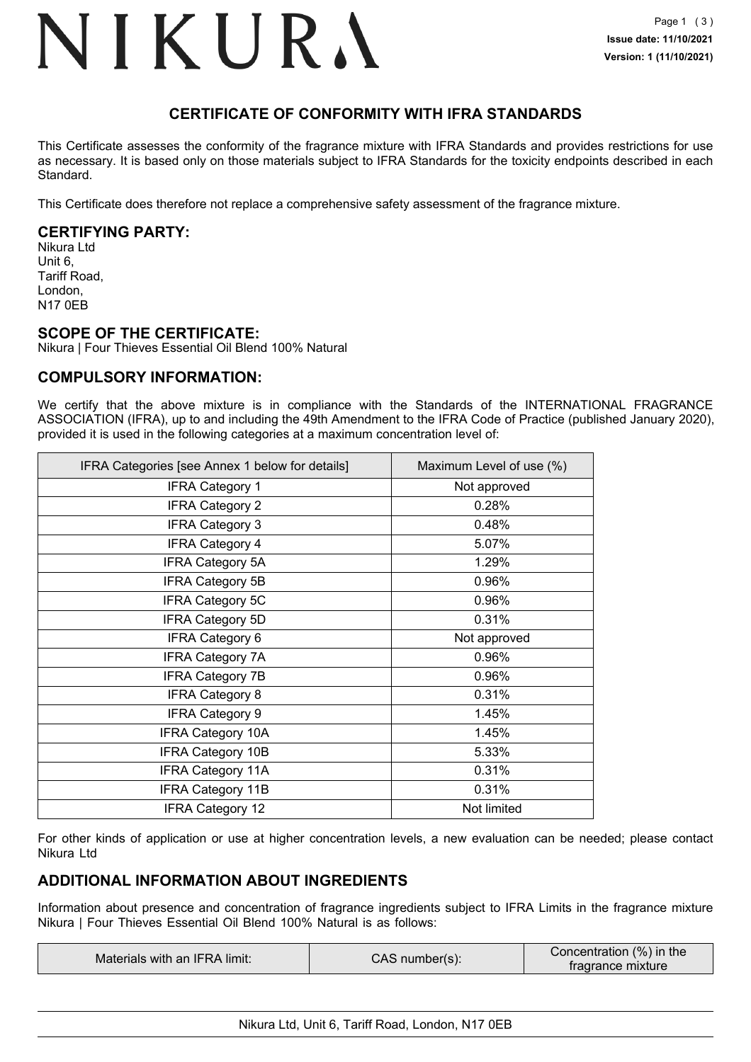# NIKURA

## CERTIFICATE OF CONFORMITY WITH IFRA STANDARDS

This Certificate assesses the conformity of the fragrance mixture with IFRA Standards and provides restrictions for use as necessary. It is based only on those materials subject to IFRA Standards for the toxicity endpoints described in each Standard.

This Certificate does therefore not replace a comprehensive safety assessment of the fragrance mixture.

### CERTIFYING PARTY:

Nikura Ltd
Unit 6,
Tariff Road,
London,
N17 0EB

### SCOPE OF THE CERTIFICATE:

Nikura | Four Thieves Essential Oil Blend 100% Natural

### COMPULSORY INFORMATION:

We certify that the above mixture is in compliance with the Standards of the INTERNATIONAL FRAGRANCE ASSOCIATION (IFRA), up to and including the 49th Amendment to the IFRA Code of Practice (published January 2020), provided it is used in the following categories at a maximum concentration level of:

| IFRA Categories [see Annex 1 below for details] | Maximum Level of use (%) |
|---|---|
| IFRA Category 1 | Not approved |
| IFRA Category 2 | 0.28% |
| IFRA Category 3 | 0.48% |
| IFRA Category 4 | 5.07% |
| IFRA Category 5A | 1.29% |
| IFRA Category 5B | 0.96% |
| IFRA Category 5C | 0.96% |
| IFRA Category 5D | 0.31% |
| IFRA Category 6 | Not approved |
| IFRA Category 7A | 0.96% |
| IFRA Category 7B | 0.96% |
| IFRA Category 8 | 0.31% |
| IFRA Category 9 | 1.45% |
| IFRA Category 10A | 1.45% |
| IFRA Category 10B | 5.33% |
| IFRA Category 11A | 0.31% |
| IFRA Category 11B | 0.31% |
| IFRA Category 12 | Not limited |

For other kinds of application or use at higher concentration levels, a new evaluation can be needed; please contact Nikura Ltd

### ADDITIONAL INFORMATION ABOUT INGREDIENTS

Information about presence and concentration of fragrance ingredients subject to IFRA Limits in the fragrance mixture Nikura | Four Thieves Essential Oil Blend 100% Natural is as follows:

| Materials with an IFRA limit: | CAS number(s): | Concentration (%) in the fragrance mixture |
|---|---|---|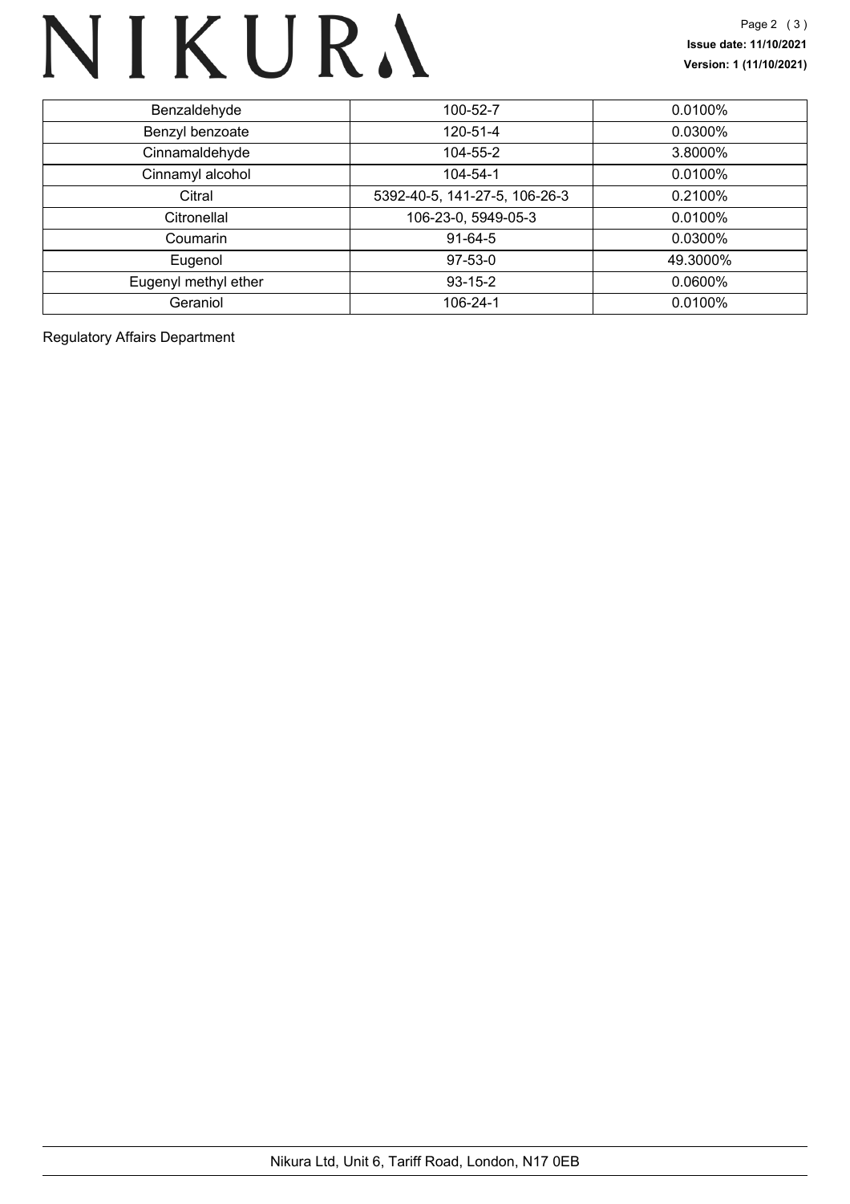| Benzaldehyde | 100-52-7 | 0.0100% |
| --- | --- | --- |
| Benzyl benzoate | 120-51-4 | 0.0300% |
| Cinnamaldehyde | 104-55-2 | 3.8000% |
| Cinnamyl alcohol | 104-54-1 | 0.0100% |
| Citral | 5392-40-5, 141-27-5, 106-26-3 | 0.2100% |
| Citronellal | 106-23-0, 5949-05-3 | 0.0100% |
| Coumarin | 91-64-5 | 0.0300% |
| Eugenol | 97-53-0 | 49.3000% |
| Eugenyl methyl ether | 93-15-2 | 0.0600% |
| Geraniol | 106-24-1 | 0.0100% |

Regulatory Affairs Department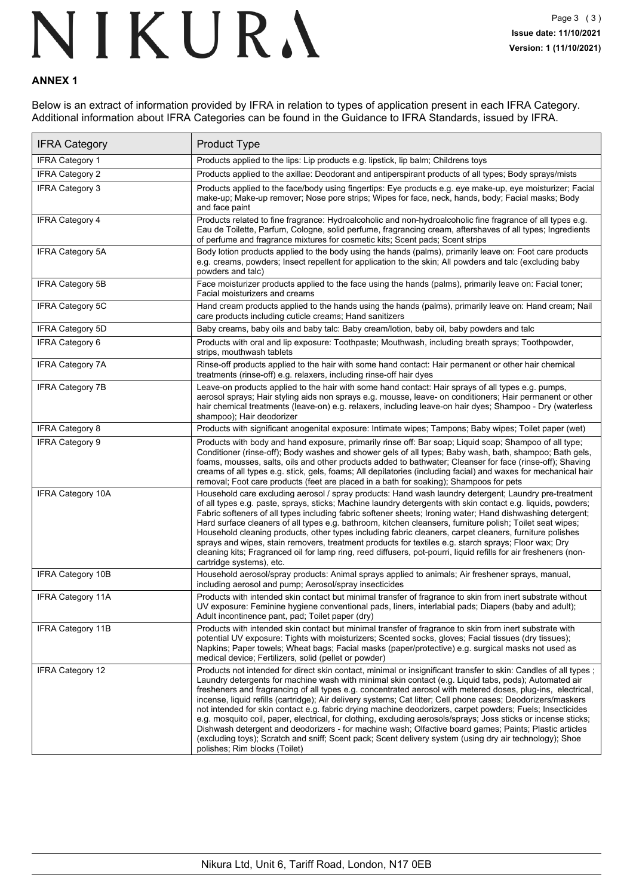## ANNEX 1

Below is an extract of information provided by IFRA in relation to types of application present in each IFRA Category. Additional information about IFRA Categories can be found in the Guidance to IFRA Standards, issued by IFRA.

| IFRA Category | Product Type |
|---|---|
| IFRA Category 1 | Products applied to the lips: Lip products e.g. lipstick, lip balm; Childrens toys |
| IFRA Category 2 | Products applied to the axillae: Deodorant and antiperspirant products of all types; Body sprays/mists |
| IFRA Category 3 | Products applied to the face/body using fingertips: Eye products e.g. eye make-up, eye moisturizer; Facial make-up; Make-up remover; Nose pore strips; Wipes for face, neck, hands, body; Facial masks; Body and face paint |
| IFRA Category 4 | Products related to fine fragrance: Hydroalcoholic and non-hydroalcoholic fine fragrance of all types e.g. Eau de Toilette, Parfum, Cologne, solid perfume, fragrancing cream, aftershaves of all types; Ingredients of perfume and fragrance mixtures for cosmetic kits; Scent pads; Scent strips |
| IFRA Category 5A | Body lotion products applied to the body using the hands (palms), primarily leave on: Foot care products e.g. creams, powders; Insect repellent for application to the skin; All powders and talc (excluding baby powders and talc) |
| IFRA Category 5B | Face moisturizer products applied to the face using the hands (palms), primarily leave on: Facial toner; Facial moisturizers and creams |
| IFRA Category 5C | Hand cream products applied to the hands using the hands (palms), primarily leave on: Hand cream; Nail care products including cuticle creams; Hand sanitizers |
| IFRA Category 5D | Baby creams, baby oils and baby talc: Baby cream/lotion, baby oil, baby powders and talc |
| IFRA Category 6 | Products with oral and lip exposure: Toothpaste; Mouthwash, including breath sprays; Toothpowder, strips, mouthwash tablets |
| IFRA Category 7A | Rinse-off products applied to the hair with some hand contact: Hair permanent or other hair chemical treatments (rinse-off) e.g. relaxers, including rinse-off hair dyes |
| IFRA Category 7B | Leave-on products applied to the hair with some hand contact: Hair sprays of all types e.g. pumps, aerosol sprays; Hair styling aids non sprays e.g. mousse, leave- on conditioners; Hair permanent or other hair chemical treatments (leave-on) e.g. relaxers, including leave-on hair dyes; Shampoo - Dry (waterless shampoo); Hair deodorizer |
| IFRA Category 8 | Products with significant anogenital exposure: Intimate wipes; Tampons; Baby wipes; Toilet paper (wet) |
| IFRA Category 9 | Products with body and hand exposure, primarily rinse off: Bar soap; Liquid soap; Shampoo of all type; Conditioner (rinse-off); Body washes and shower gels of all types; Baby wash, bath, shampoo; Bath gels, foams, mousses, salts, oils and other products added to bathwater; Cleanser for face (rinse-off); Shaving creams of all types e.g. stick, gels, foams; All depilatories (including facial) and waxes for mechanical hair removal; Foot care products (feet are placed in a bath for soaking); Shampoos for pets |
| IFRA Category 10A | Household care excluding aerosol / spray products: Hand wash laundry detergent; Laundry pre-treatment of all types e.g. paste, sprays, sticks; Machine laundry detergents with skin contact e.g. liquids, powders; Fabric softeners of all types including fabric softener sheets; Ironing water; Hand dishwashing detergent; Hard surface cleaners of all types e.g. bathroom, kitchen cleansers, furniture polish; Toilet seat wipes; Household cleaning products, other types including fabric cleaners, carpet cleaners, furniture polishes sprays and wipes, stain removers, treatment products for textiles e.g. starch sprays; Floor wax; Dry cleaning kits; Fragranced oil for lamp ring, reed diffusers, pot-pourri, liquid refills for air fresheners (non-cartridge systems), etc. |
| IFRA Category 10B | Household aerosol/spray products: Animal sprays applied to animals; Air freshener sprays, manual, including aerosol and pump; Aerosol/spray insecticides |
| IFRA Category 11A | Products with intended skin contact but minimal transfer of fragrance to skin from inert substrate without UV exposure: Feminine hygiene conventional pads, liners, interlabial pads; Diapers (baby and adult); Adult incontinence pant, pad; Toilet paper (dry) |
| IFRA Category 11B | Products with intended skin contact but minimal transfer of fragrance to skin from inert substrate with potential UV exposure: Tights with moisturizers; Scented socks, gloves; Facial tissues (dry tissues); Napkins; Paper towels; Wheat bags; Facial masks (paper/protective) e.g. surgical masks not used as medical device; Fertilizers, solid (pellet or powder) |
| IFRA Category 12 | Products not intended for direct skin contact, minimal or insignificant transfer to skin: Candles of all types ; Laundry detergents for machine wash with minimal skin contact (e.g. Liquid tabs, pods); Automated air fresheners and fragrancing of all types e.g. concentrated aerosol with metered doses, plug-ins, electrical, incense, liquid refills (cartridge); Air delivery systems; Cat litter; Cell phone cases; Deodorizers/maskers not intended for skin contact e.g. fabric drying machine deodorizers, carpet powders; Fuels; Insecticides e.g. mosquito coil, paper, electrical, for clothing, excluding aerosols/sprays; Joss sticks or incense sticks; Dishwash detergent and deodorizers - for machine wash; Olfactive board games; Paints; Plastic articles (excluding toys); Scratch and sniff; Scent pack; Scent delivery system (using dry air technology); Shoe polishes; Rim blocks (Toilet) |

Nikura Ltd, Unit 6, Tariff Road, London, N17 0EB